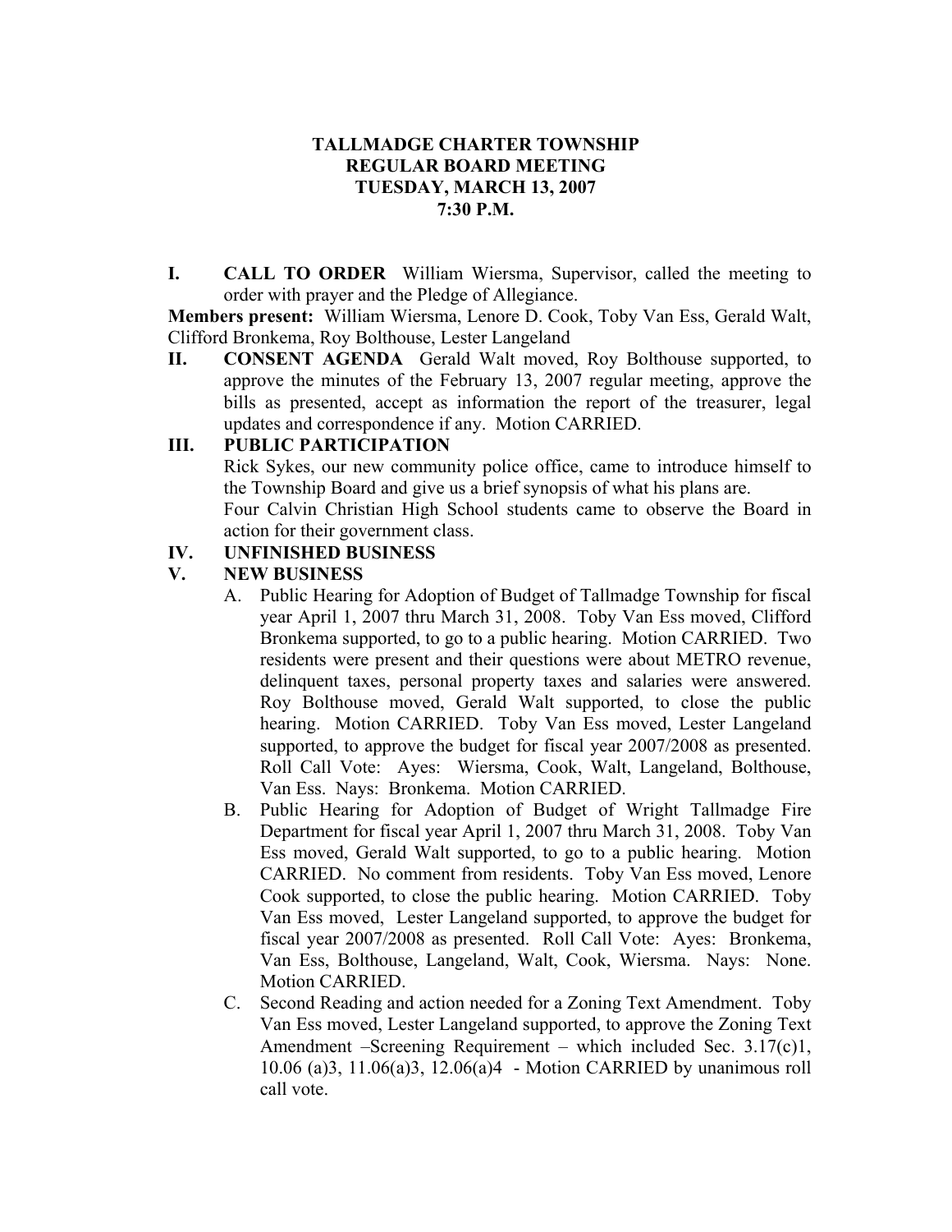# TALLMADGE CHARTER TOWNSHIP
## REGULAR BOARD MEETING
## TUESDAY, MARCH 13, 2007
## 7:30 P.M.

**I. CALL TO ORDER** William Wiersma, Supervisor, called the meeting to order with prayer and the Pledge of Allegiance.

**Members present:** William Wiersma, Lenore D. Cook, Toby Van Ess, Gerald Walt, Clifford Bronkema, Roy Bolthouse, Lester Langeland

**II. CONSENT AGENDA** Gerald Walt moved, Roy Bolthouse supported, to approve the minutes of the February 13, 2007 regular meeting, approve the bills as presented, accept as information the report of the treasurer, legal updates and correspondence if any. Motion CARRIED.

**III. PUBLIC PARTICIPATION**

Rick Sykes, our new community police office, came to introduce himself to the Township Board and give us a brief synopsis of what his plans are.

Four Calvin Christian High School students came to observe the Board in action for their government class.

**IV. UNFINISHED BUSINESS**

**V. NEW BUSINESS**

A. Public Hearing for Adoption of Budget of Tallmadge Township for fiscal year April 1, 2007 thru March 31, 2008. Toby Van Ess moved, Clifford Bronkema supported, to go to a public hearing. Motion CARRIED. Two residents were present and their questions were about METRO revenue, delinquent taxes, personal property taxes and salaries were answered. Roy Bolthouse moved, Gerald Walt supported, to close the public hearing. Motion CARRIED. Toby Van Ess moved, Lester Langeland supported, to approve the budget for fiscal year 2007/2008 as presented. Roll Call Vote: Ayes: Wiersma, Cook, Walt, Langeland, Bolthouse, Van Ess. Nays: Bronkema. Motion CARRIED.

B. Public Hearing for Adoption of Budget of Wright Tallmadge Fire Department for fiscal year April 1, 2007 thru March 31, 2008. Toby Van Ess moved, Gerald Walt supported, to go to a public hearing. Motion CARRIED. No comment from residents. Toby Van Ess moved, Lenore Cook supported, to close the public hearing. Motion CARRIED. Toby Van Ess moved, Lester Langeland supported, to approve the budget for fiscal year 2007/2008 as presented. Roll Call Vote: Ayes: Bronkema, Van Ess, Bolthouse, Langeland, Walt, Cook, Wiersma. Nays: None. Motion CARRIED.

C. Second Reading and action needed for a Zoning Text Amendment. Toby Van Ess moved, Lester Langeland supported, to approve the Zoning Text Amendment –Screening Requirement – which included Sec. 3.17(c)1, 10.06 (a)3, 11.06(a)3, 12.06(a)4 - Motion CARRIED by unanimous roll call vote.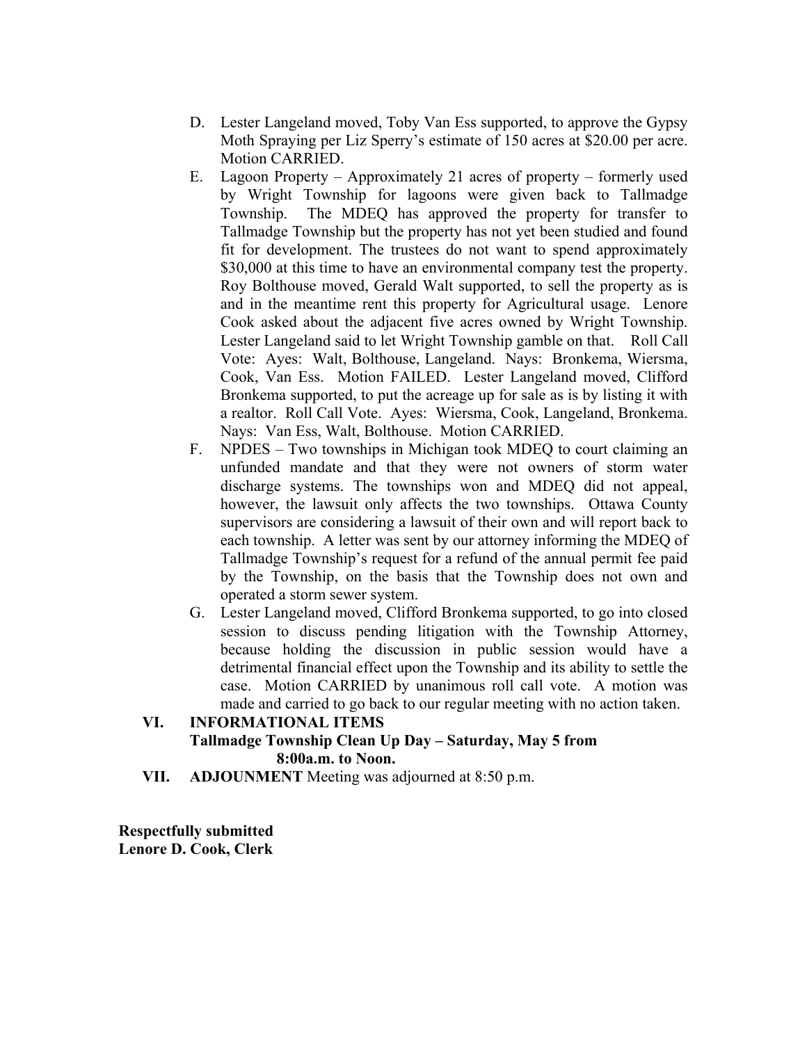D. Lester Langeland moved, Toby Van Ess supported, to approve the Gypsy Moth Spraying per Liz Sperry's estimate of 150 acres at $20.00 per acre. Motion CARRIED.

E. Lagoon Property – Approximately 21 acres of property – formerly used by Wright Township for lagoons were given back to Tallmadge Township. The MDEQ has approved the property for transfer to Tallmadge Township but the property has not yet been studied and found fit for development. The trustees do not want to spend approximately $30,000 at this time to have an environmental company test the property. Roy Bolthouse moved, Gerald Walt supported, to sell the property as is and in the meantime rent this property for Agricultural usage. Lenore Cook asked about the adjacent five acres owned by Wright Township. Lester Langeland said to let Wright Township gamble on that. Roll Call Vote: Ayes: Walt, Bolthouse, Langeland. Nays: Bronkema, Wiersma, Cook, Van Ess. Motion FAILED. Lester Langeland moved, Clifford Bronkema supported, to put the acreage up for sale as is by listing it with a realtor. Roll Call Vote. Ayes: Wiersma, Cook, Langeland, Bronkema. Nays: Van Ess, Walt, Bolthouse. Motion CARRIED.

F. NPDES – Two townships in Michigan took MDEQ to court claiming an unfunded mandate and that they were not owners of storm water discharge systems. The townships won and MDEQ did not appeal, however, the lawsuit only affects the two townships. Ottawa County supervisors are considering a lawsuit of their own and will report back to each township. A letter was sent by our attorney informing the MDEQ of Tallmadge Township's request for a refund of the annual permit fee paid by the Township, on the basis that the Township does not own and operated a storm sewer system.

G. Lester Langeland moved, Clifford Bronkema supported, to go into closed session to discuss pending litigation with the Township Attorney, because holding the discussion in public session would have a detrimental financial effect upon the Township and its ability to settle the case. Motion CARRIED by unanimous roll call vote. A motion was made and carried to go back to our regular meeting with no action taken.

## VI. INFORMATIONAL ITEMS

**Tallmadge Township Clean Up Day – Saturday, May 5 from 8:00a.m. to Noon.**

## VII. ADJOUNMENT

Meeting was adjourned at 8:50 p.m.

**Respectfully submitted**
**Lenore D. Cook, Clerk**